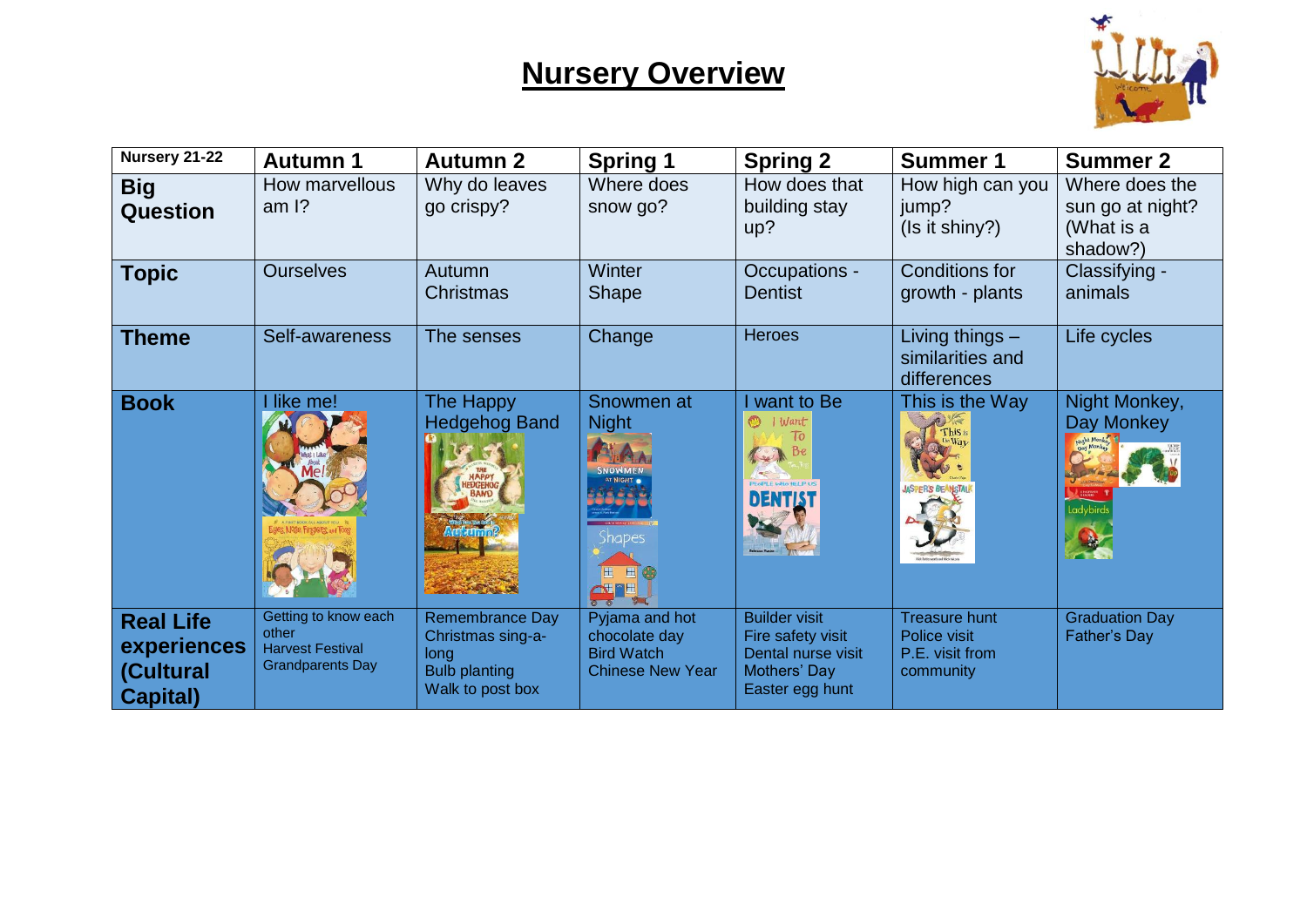# Nursery Overview

| Nursery 21-22 | Autumn 1 | Autumn 2 | Spring 1 | Spring 2 | Summer 1 | Summer 2 |
|---|---|---|---|---|---|---|
| **Big Question** | How marvellous am I? | Why do leaves go crispy? | Where does snow go? | How does that building stay up? | How high can you jump? (Is it shiny?) | Where does the sun go at night? (What is a shadow?) |
| **Topic** | Ourselves | Autumn Christmas | Winter Shape | Occupations - Dentist | Conditions for growth - plants | Classifying - animals |
| **Theme** | Self-awareness | The senses | Change | Heroes | Living things – similarities and differences | Life cycles |
| **Book** | I like me! | The Happy Hedgehog Band | Snowmen at Night | I want to Be | This is the Way | Night Monkey, Day Monkey |
| **Real Life experiences (Cultural Capital)** | Getting to know each other<br>Harvest Festival<br>Grandparents Day | Remembrance Day<br>Christmas sing-a-long<br>Bulb planting<br>Walk to post box | Pyjama and hot chocolate day<br>Bird Watch<br>Chinese New Year | Builder visit<br>Fire safety visit<br>Dental nurse visit<br>Mothers' Day<br>Easter egg hunt | Treasure hunt<br>Police visit<br>P.E. visit from community | Graduation Day<br>Father's Day |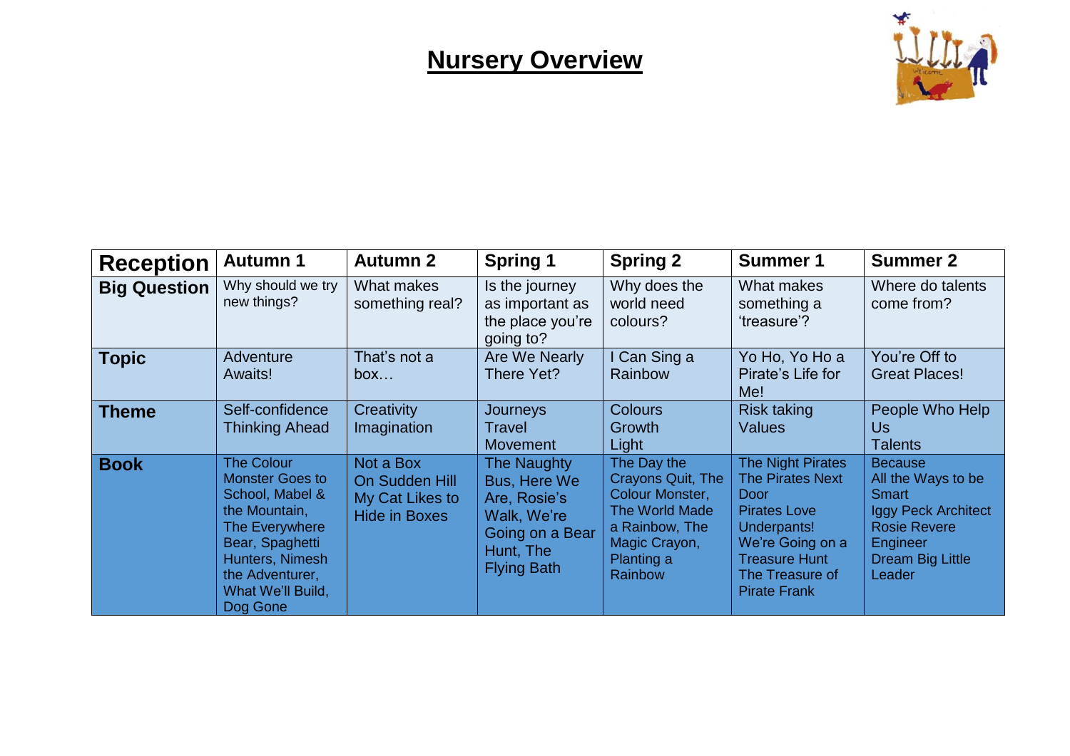# Nursery Overview

| Reception | Autumn 1 | Autumn 2 | Spring 1 | Spring 2 | Summer 1 | Summer 2 |
|---|---|---|---|---|---|---|
| **Big Question** | Why should we try new things? | What makes something real? | Is the journey as important as the place you're going to? | Why does the world need colours? | What makes something a 'treasure'? | Where do talents come from? |
| **Topic** | Adventure Awaits! | That's not a box… | Are We Nearly There Yet? | I Can Sing a Rainbow | Yo Ho, Yo Ho a Pirate's Life for Me! | You're Off to Great Places! |
| **Theme** | Self-confidence<br>Thinking Ahead | Creativity<br>Imagination | Journeys<br>Travel<br>Movement | Colours<br>Growth<br>Light | Risk taking<br>Values | People Who Help Us<br>Talents |
| **Book** | The Colour Monster Goes to School, Mabel & the Mountain, The Everywhere Bear, Spaghetti Hunters, Nimesh the Adventurer, What We'll Build, Dog Gone | Not a Box<br>On Sudden Hill<br>My Cat Likes to Hide in Boxes | The Naughty Bus, Here We Are, Rosie's Walk, We're Going on a Bear Hunt, The Flying Bath | The Day the Crayons Quit, The Colour Monster, The World Made a Rainbow, The Magic Crayon, Planting a Rainbow | The Night Pirates<br>The Pirates Next Door<br>Pirates Love Underpants!<br>We're Going on a Treasure Hunt<br>The Treasure of Pirate Frank | Because<br>All the Ways to be Smart<br>Iggy Peck Architect<br>Rosie Revere Engineer<br>Dream Big Little Leader |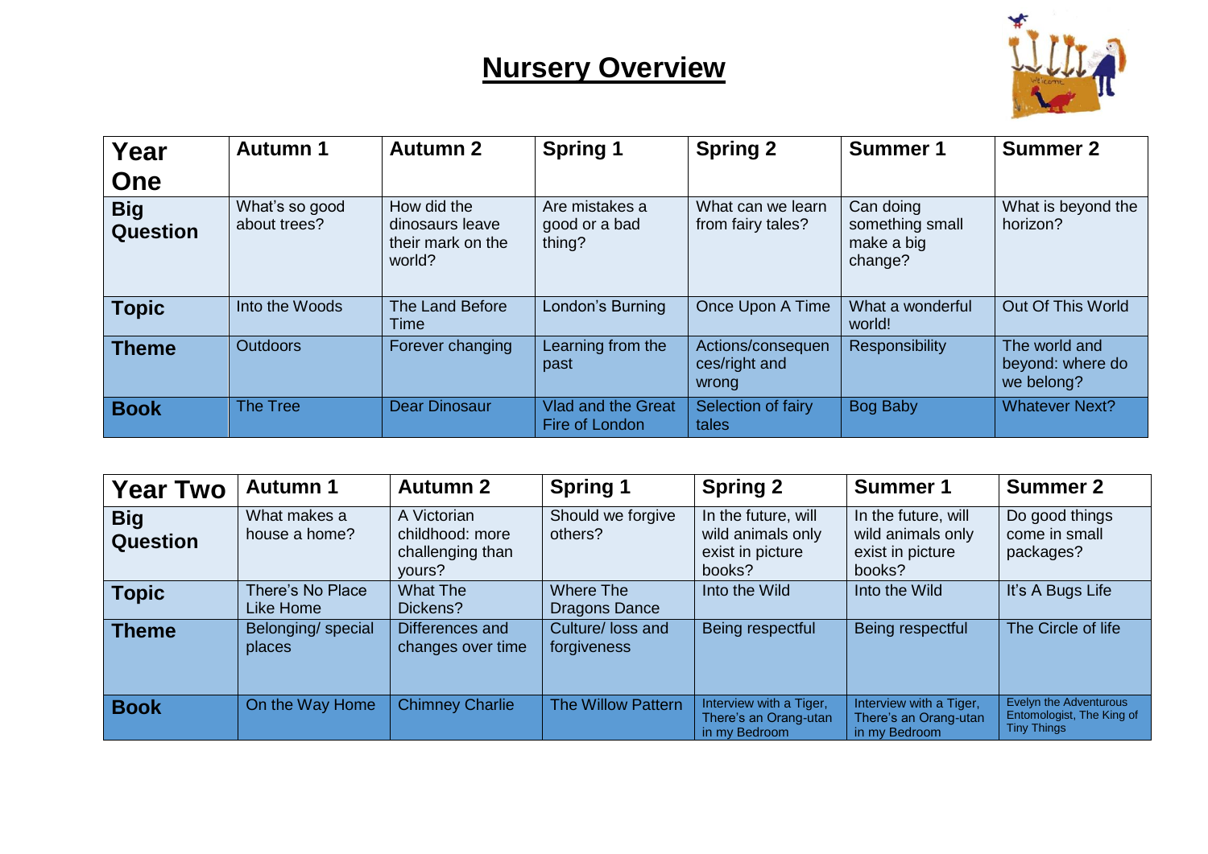# Nursery Overview

| Year One | Autumn 1 | Autumn 2 | Spring 1 | Spring 2 | Summer 1 | Summer 2 |
|---|---|---|---|---|---|---|
| **Big Question** | What's so good about trees? | How did the dinosaurs leave their mark on the world? | Are mistakes a good or a bad thing? | What can we learn from fairy tales? | Can doing something small make a big change? | What is beyond the horizon? |
| **Topic** | Into the Woods | The Land Before Time | London's Burning | Once Upon A Time | What a wonderful world! | Out Of This World |
| **Theme** | Outdoors | Forever changing | Learning from the past | Actions/consequences/right and wrong | Responsibility | The world and beyond: where do we belong? |
| **Book** | The Tree | Dear Dinosaur | Vlad and the Great Fire of London | Selection of fairy tales | Bog Baby | Whatever Next? |

| Year Two | Autumn 1 | Autumn 2 | Spring 1 | Spring 2 | Summer 1 | Summer 2 |
|---|---|---|---|---|---|---|
| **Big Question** | What makes a house a home? | A Victorian childhood: more challenging than yours? | Should we forgive others? | In the future, will wild animals only exist in picture books? | In the future, will wild animals only exist in picture books? | Do good things come in small packages? |
| **Topic** | There's No Place Like Home | What The Dickens? | Where The Dragons Dance | Into the Wild | Into the Wild | It's A Bugs Life |
| **Theme** | Belonging/ special places | Differences and changes over time | Culture/ loss and forgiveness | Being respectful | Being respectful | The Circle of life |
| **Book** | On the Way Home | Chimney Charlie | The Willow Pattern | Interview with a Tiger, There's an Orang-utan in my Bedroom | Interview with a Tiger, There's an Orang-utan in my Bedroom | Evelyn the Adventurous Entomologist, The King of Tiny Things |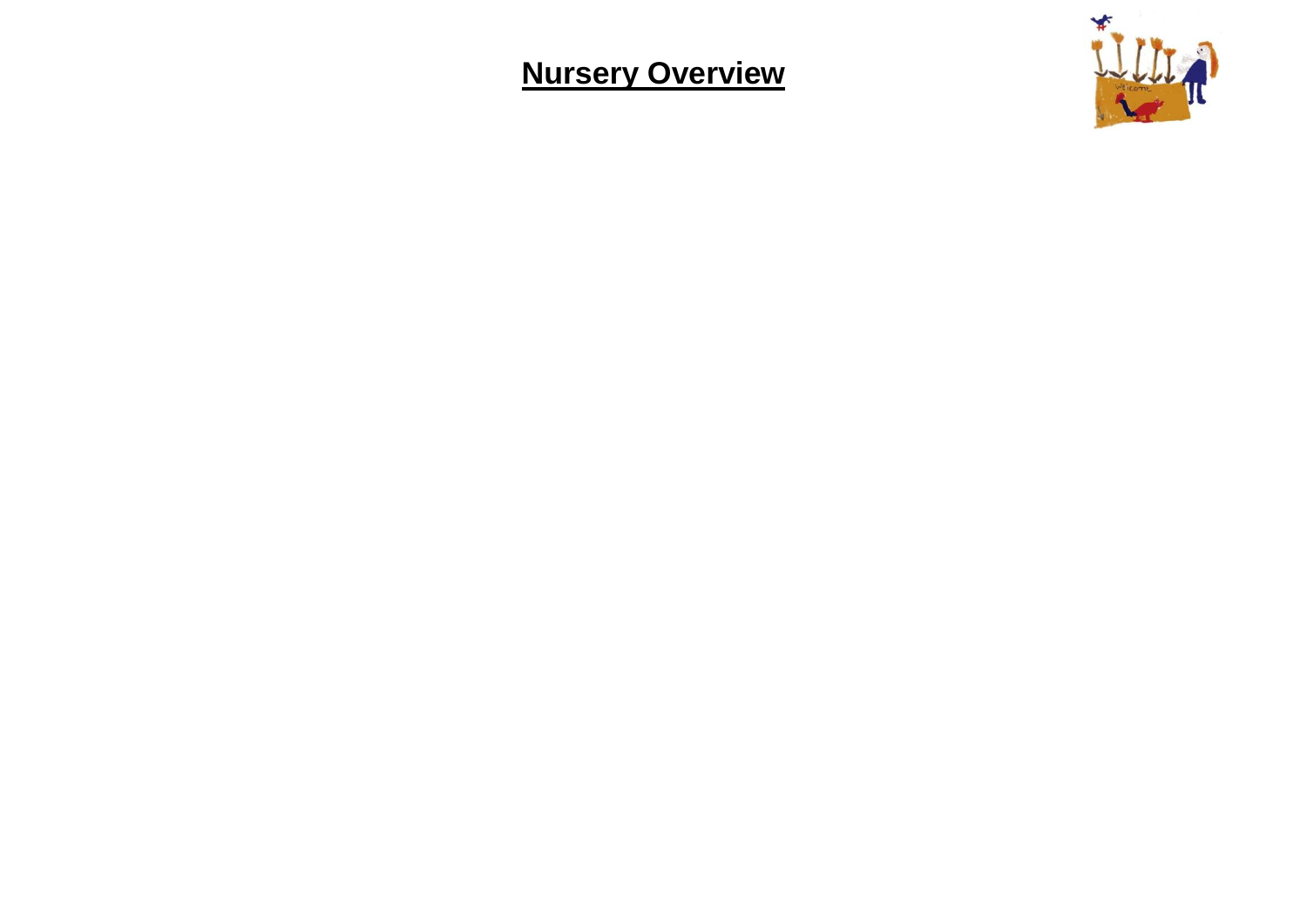# Nursery Overview